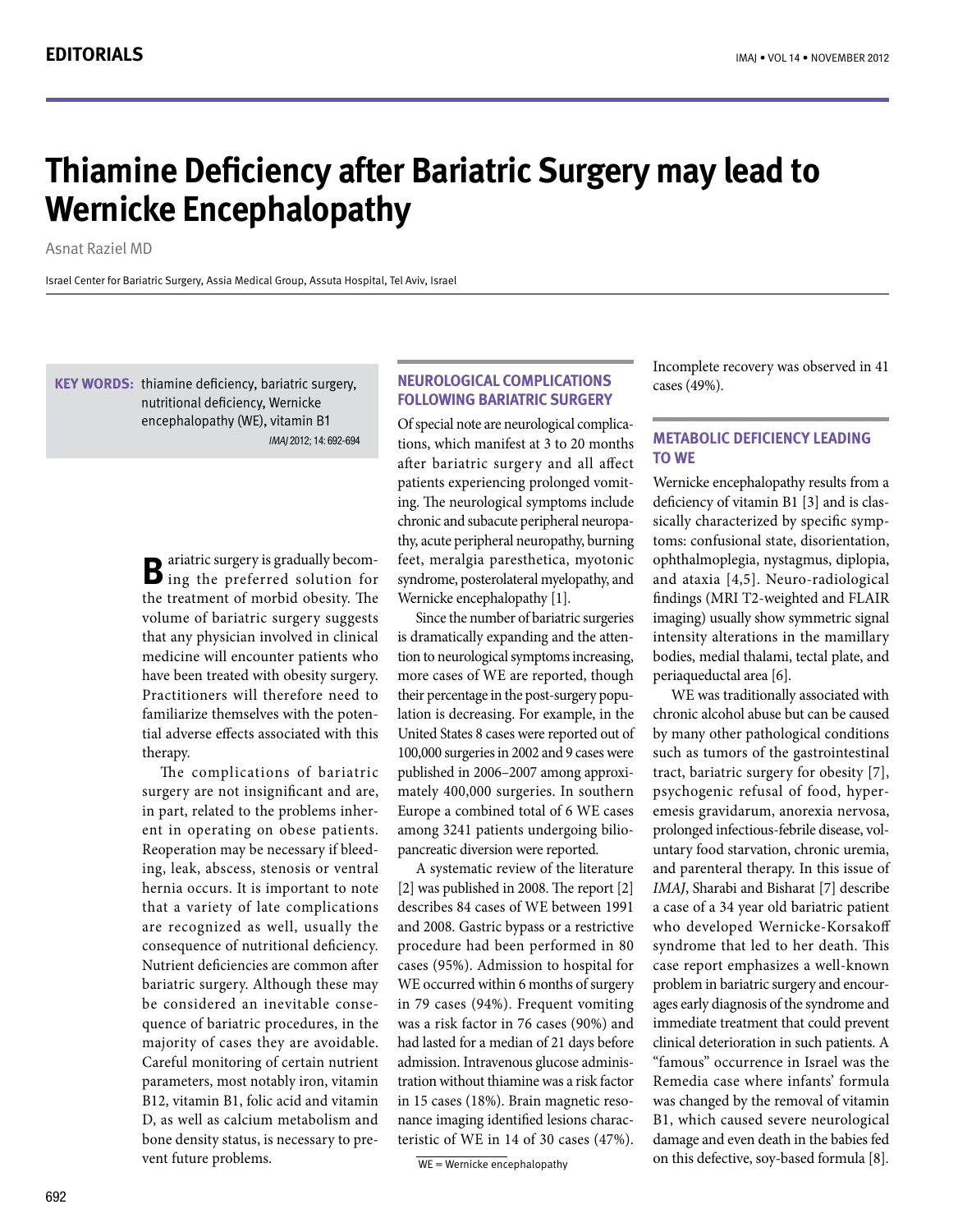# Thiamine Deficiency after Bariatric Surgery may lead to Wernicke Encephalopathy

Asnat Raziel MD

Israel Center for Bariatric Surgery, Assia Medical Group, Assuta Hospital, Tel Aviv, Israel

**KEY WORDS:** thiamine deficiency, bariatric surgery, nutritional deficiency, Wernicke encephalopathy (WE), vitamin B1

*IMAJ* 2012; 14: 692-694

Bariatric surgery is gradually becoming the preferred solution for the treatment of morbid obesity. The volume of bariatric surgery suggests that any physician involved in clinical medicine will encounter patients who have been treated with obesity surgery. Practitioners will therefore need to familiarize themselves with the potential adverse effects associated with this therapy.

The complications of bariatric surgery are not insignificant and are, in part, related to the problems inherent in operating on obese patients. Reoperation may be necessary if bleeding, leak, abscess, stenosis or ventral hernia occurs. It is important to note that a variety of late complications are recognized as well, usually the consequence of nutritional deficiency. Nutrient deficiencies are common after bariatric surgery. Although these may be considered an inevitable consequence of bariatric procedures, in the majority of cases they are avoidable. Careful monitoring of certain nutrient parameters, most notably iron, vitamin B12, vitamin B1, folic acid and vitamin D, as well as calcium metabolism and bone density status, is necessary to prevent future problems.

## NEUROLOGICAL COMPLICATIONS FOLLOWING BARIATRIC SURGERY

Of special note are neurological complications, which manifest at 3 to 20 months after bariatric surgery and all affect patients experiencing prolonged vomiting. The neurological symptoms include chronic and subacute peripheral neuropathy, acute peripheral neuropathy, burning feet, meralgia paresthetica, myotonic syndrome, posterolateral myelopathy, and Wernicke encephalopathy [1].

Since the number of bariatric surgeries is dramatically expanding and the attention to neurological symptoms increasing, more cases of WE are reported, though their percentage in the post-surgery population is decreasing. For example, in the United States 8 cases were reported out of 100,000 surgeries in 2002 and 9 cases were published in 2006–2007 among approximately 400,000 surgeries. In southern Europe a combined total of 6 WE cases among 3241 patients undergoing biliopancreatic diversion were reported.

A systematic review of the literature [2] was published in 2008. The report [2] describes 84 cases of WE between 1991 and 2008. Gastric bypass or a restrictive procedure had been performed in 80 cases (95%). Admission to hospital for WE occurred within 6 months of surgery in 79 cases (94%). Frequent vomiting was a risk factor in 76 cases (90%) and had lasted for a median of 21 days before admission. Intravenous glucose administration without thiamine was a risk factor in 15 cases (18%). Brain magnetic resonance imaging identified lesions characteristic of WE in 14 of 30 cases (47%). Incomplete recovery was observed in 41 cases (49%).

WE = Wernicke encephalopathy

## METABOLIC DEFICIENCY LEADING TO WE

Wernicke encephalopathy results from a deficiency of vitamin B1 [3] and is classically characterized by specific symptoms: confusional state, disorientation, ophthalmoplegia, nystagmus, diplopia, and ataxia [4,5]. Neuro-radiological findings (MRI T2-weighted and FLAIR imaging) usually show symmetric signal intensity alterations in the mamillary bodies, medial thalami, tectal plate, and periaqueductal area [6].

WE was traditionally associated with chronic alcohol abuse but can be caused by many other pathological conditions such as tumors of the gastrointestinal tract, bariatric surgery for obesity [7], psychogenic refusal of food, hyperemesis gravidarum, anorexia nervosa, prolonged infectious-febrile disease, voluntary food starvation, chronic uremia, and parenteral therapy. In this issue of *IMAJ*, Sharabi and Bisharat [7] describe a case of a 34 year old bariatric patient who developed Wernicke-Korsakoff syndrome that led to her death. This case report emphasizes a well-known problem in bariatric surgery and encourages early diagnosis of the syndrome and immediate treatment that could prevent clinical deterioration in such patients. A "famous" occurrence in Israel was the Remedia case where infants' formula was changed by the removal of vitamin B1, which caused severe neurological damage and even death in the babies fed on this defective, soy-based formula [8].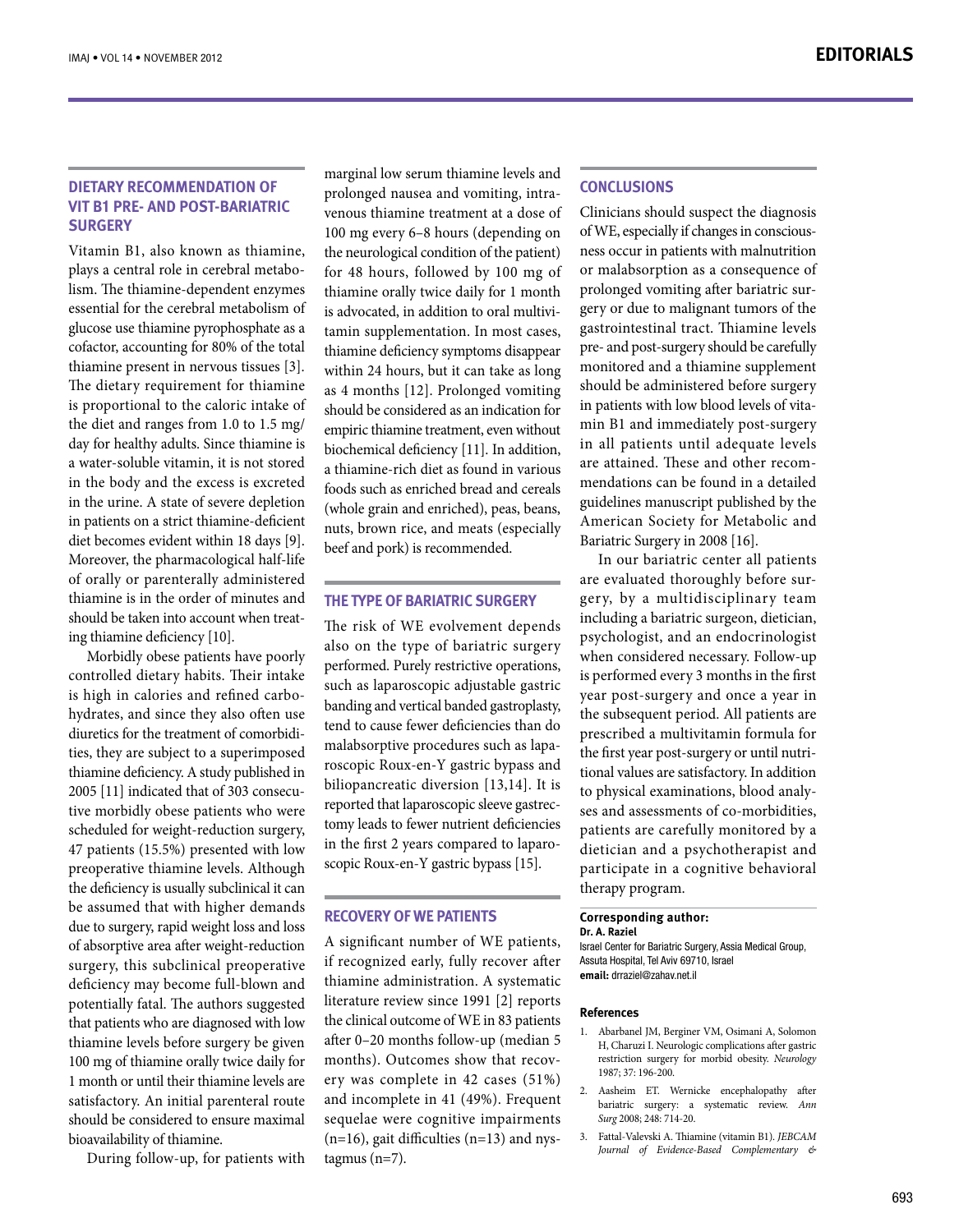## DIETARY RECOMMENDATION OF VIT B1 PRE- AND POST-BARIATRIC SURGERY

Vitamin B1, also known as thiamine, plays a central role in cerebral metabolism. The thiamine-dependent enzymes essential for the cerebral metabolism of glucose use thiamine pyrophosphate as a cofactor, accounting for 80% of the total thiamine present in nervous tissues [3]. The dietary requirement for thiamine is proportional to the caloric intake of the diet and ranges from 1.0 to 1.5 mg/day for healthy adults. Since thiamine is a water-soluble vitamin, it is not stored in the body and the excess is excreted in the urine. A state of severe depletion in patients on a strict thiamine-deficient diet becomes evident within 18 days [9]. Moreover, the pharmacological half-life of orally or parenterally administered thiamine is in the order of minutes and should be taken into account when treating thiamine deficiency [10].

Morbidly obese patients have poorly controlled dietary habits. Their intake is high in calories and refined carbohydrates, and since they also often use diuretics for the treatment of comorbidities, they are subject to a superimposed thiamine deficiency. A study published in 2005 [11] indicated that of 303 consecutive morbidly obese patients who were scheduled for weight-reduction surgery, 47 patients (15.5%) presented with low preoperative thiamine levels. Although the deficiency is usually subclinical it can be assumed that with higher demands due to surgery, rapid weight loss and loss of absorptive area after weight-reduction surgery, this subclinical preoperative deficiency may become full-blown and potentially fatal. The authors suggested that patients who are diagnosed with low thiamine levels before surgery be given 100 mg of thiamine orally twice daily for 1 month or until their thiamine levels are satisfactory. An initial parenteral route should be considered to ensure maximal bioavailability of thiamine.

During follow-up, for patients with marginal low serum thiamine levels and prolonged nausea and vomiting, intravenous thiamine treatment at a dose of 100 mg every 6–8 hours (depending on the neurological condition of the patient) for 48 hours, followed by 100 mg of thiamine orally twice daily for 1 month is advocated, in addition to oral multivitamin supplementation. In most cases, thiamine deficiency symptoms disappear within 24 hours, but it can take as long as 4 months [12]. Prolonged vomiting should be considered as an indication for empiric thiamine treatment, even without biochemical deficiency [11]. In addition, a thiamine-rich diet as found in various foods such as enriched bread and cereals (whole grain and enriched), peas, beans, nuts, brown rice, and meats (especially beef and pork) is recommended.

## THE TYPE OF BARIATRIC SURGERY

The risk of WE evolvement depends also on the type of bariatric surgery performed. Purely restrictive operations, such as laparoscopic adjustable gastric banding and vertical banded gastroplasty, tend to cause fewer deficiencies than do malabsorptive procedures such as laparoscopic Roux-en-Y gastric bypass and biliopancreatic diversion [13,14]. It is reported that laparoscopic sleeve gastrectomy leads to fewer nutrient deficiencies in the first 2 years compared to laparoscopic Roux-en-Y gastric bypass [15].

## RECOVERY OF WE PATIENTS

A significant number of WE patients, if recognized early, fully recover after thiamine administration. A systematic literature review since 1991 [2] reports the clinical outcome of WE in 83 patients after 0–20 months follow-up (median 5 months). Outcomes show that recovery was complete in 42 cases (51%) and incomplete in 41 (49%). Frequent sequelae were cognitive impairments (n=16), gait difficulties (n=13) and nystagmus (n=7).

## CONCLUSIONS

Clinicians should suspect the diagnosis of WE, especially if changes in consciousness occur in patients with malnutrition or malabsorption as a consequence of prolonged vomiting after bariatric surgery or due to malignant tumors of the gastrointestinal tract. Thiamine levels pre- and post-surgery should be carefully monitored and a thiamine supplement should be administered before surgery in patients with low blood levels of vitamin B1 and immediately post-surgery in all patients until adequate levels are attained. These and other recommendations can be found in a detailed guidelines manuscript published by the American Society for Metabolic and Bariatric Surgery in 2008 [16].

In our bariatric center all patients are evaluated thoroughly before surgery, by a multidisciplinary team including a bariatric surgeon, dietician, psychologist, and an endocrinologist when considered necessary. Follow-up is performed every 3 months in the first year post-surgery and once a year in the subsequent period. All patients are prescribed a multivitamin formula for the first year post-surgery or until nutritional values are satisfactory. In addition to physical examinations, blood analyses and assessments of co-morbidities, patients are carefully monitored by a dietician and a psychotherapist and participate in a cognitive behavioral therapy program.

**Corresponding author:**
**Dr. A. Raziel**
Israel Center for Bariatric Surgery, Assia Medical Group, Assuta Hospital, Tel Aviv 69710, Israel
**email:** drraziel@zahav.net.il

### References

1. Abarbanel JM, Berginer VM, Osimani A, Solomon H, Charuzi I. Neurologic complications after gastric restriction surgery for morbid obesity. *Neurology* 1987; 37: 196-200.
2. Aasheim ET. Wernicke encephalopathy after bariatric surgery: a systematic review. *Ann Surg* 2008; 248: 714-20.
3. Fattal-Valevski A. Thiamine (vitamin B1). *JEBCAM Journal of Evidence-Based Complementary &*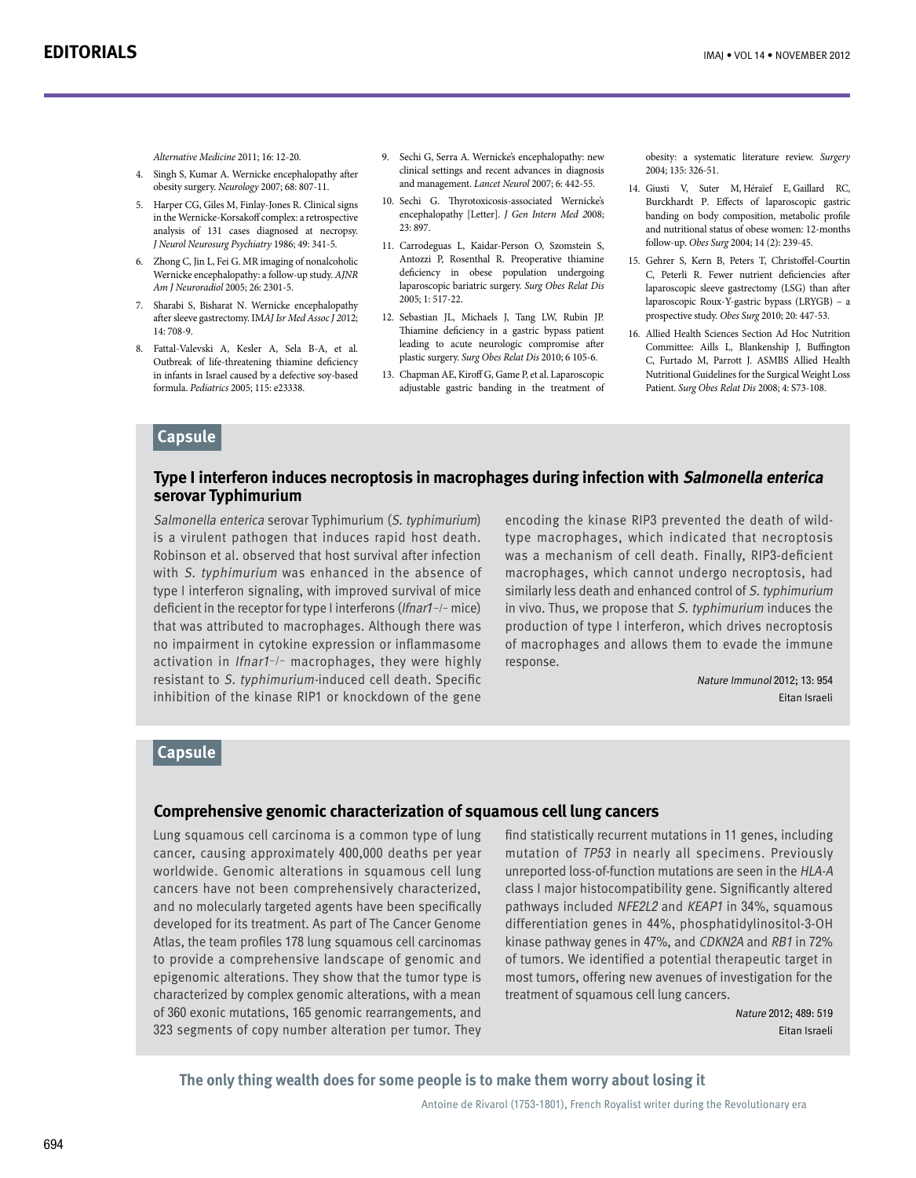*Alternative Medicine* 2011; 16: 12-20.

4. Singh S, Kumar A. Wernicke encephalopathy after obesity surgery. *Neurology* 2007; 68: 807-11.
5. Harper CG, Giles M, Finlay-Jones R. Clinical signs in the Wernicke-Korsakoff complex: a retrospective analysis of 131 cases diagnosed at necropsy. *J Neurol Neurosurg Psychiatry* 1986; 49: 341-5.
6. Zhong C, Jin L, Fei G. MR imaging of nonalcoholic Wernicke encephalopathy: a follow-up study. *AJNR Am J Neuroradiol* 2005; 26: 2301-5.
7. Sharabi S, Bisharat N. Wernicke encephalopathy after sleeve gastrectomy. IM*AJ Isr Med Assoc J 2*012; 14: 708-9.
8. Fattal-Valevski A, Kesler A, Sela B-A, et al. Outbreak of life-threatening thiamine deficiency in infants in Israel caused by a defective soy-based formula. *Pediatrics* 2005; 115: e23338.
9. Sechi G, Serra A. Wernicke's encephalopathy: new clinical settings and recent advances in diagnosis and management. *Lancet Neurol* 2007; 6: 442-55.
10. Sechi G. Thyrotoxicosis-associated Wernicke's encephalopathy [Letter]. *J Gen Intern Med 2*008; 23: 897.
11. Carrodeguas L, Kaidar-Person O, Szomstein S, Antozzi P, Rosenthal R. Preoperative thiamine deficiency in obese population undergoing laparoscopic bariatric surgery. *Surg Obes Relat Dis* 2005; 1: 517-22.
12. Sebastian JL, Michaels J, Tang LW, Rubin JP. Thiamine deficiency in a gastric bypass patient leading to acute neurologic compromise after plastic surgery. *Surg Obes Relat Dis* 2010; 6 105-6.
13. Chapman AE, Kiroff G, Game P, et al. Laparoscopic adjustable gastric banding in the treatment of obesity: a systematic literature review. *Surgery* 2004; 135: 326-51.
14. Giusti V, Suter M, Héraïef E, Gaillard RC, Burckhardt P. Effects of laparoscopic gastric banding on body composition, metabolic profile and nutritional status of obese women: 12-months follow-up. *Obes Surg* 2004; 14 (2): 239-45.
15. Gehrer S, Kern B, Peters T, Christoffel-Courtin C, Peterli R. Fewer nutrient deficiencies after laparoscopic sleeve gastrectomy (LSG) than after laparoscopic Roux-Y-gastric bypass (LRYGB) – a prospective study. *Obes Surg* 2010; 20: 447-53.
16. Allied Health Sciences Section Ad Hoc Nutrition Committee: Aills L, Blankenship J, Buffington C, Furtado M, Parrott J. ASMBS Allied Health Nutritional Guidelines for the Surgical Weight Loss Patient. *Surg Obes Relat Dis* 2008; 4: S73-108.

**Capsule**

### Type I interferon induces necroptosis in macrophages during infection with *Salmonella enterica* serovar Typhimurium

*Salmonella enterica* serovar Typhimurium (*S. typhimurium*) is a virulent pathogen that induces rapid host death. Robinson et al. observed that host survival after infection with *S. typhimurium* was enhanced in the absence of type I interferon signaling, with improved survival of mice deficient in the receptor for type I interferons (*Ifnar1*–/– mice) that was attributed to macrophages. Although there was no impairment in cytokine expression or inflammasome activation in *Ifnar1*–/– macrophages, they were highly resistant to *S. typhimurium*-induced cell death. Specific inhibition of the kinase RIP1 or knockdown of the gene encoding the kinase RIP3 prevented the death of wild-type macrophages, which indicated that necroptosis was a mechanism of cell death. Finally, RIP3-deficient macrophages, which cannot undergo necroptosis, had similarly less death and enhanced control of *S. typhimurium* in vivo. Thus, we propose that *S. typhimurium* induces the production of type I interferon, which drives necroptosis of macrophages and allows them to evade the immune response.

*Nature Immunol* 2012; 13: 954

Eitan Israeli

**Capsule**

### Comprehensive genomic characterization of squamous cell lung cancers

Lung squamous cell carcinoma is a common type of lung cancer, causing approximately 400,000 deaths per year worldwide. Genomic alterations in squamous cell lung cancers have not been comprehensively characterized, and no molecularly targeted agents have been specifically developed for its treatment. As part of The Cancer Genome Atlas, the team profiles 178 lung squamous cell carcinomas to provide a comprehensive landscape of genomic and epigenomic alterations. They show that the tumor type is characterized by complex genomic alterations, with a mean of 360 exonic mutations, 165 genomic rearrangements, and 323 segments of copy number alteration per tumor. They find statistically recurrent mutations in 11 genes, including mutation of *TP53* in nearly all specimens. Previously unreported loss-of-function mutations are seen in the *HLA-A* class I major histocompatibility gene. Significantly altered pathways included *NFE2L2* and *KEAP1* in 34%, squamous differentiation genes in 44%, phosphatidylinositol-3-OH kinase pathway genes in 47%, and *CDKN2A* and *RB1* in 72% of tumors. We identified a potential therapeutic target in most tumors, offering new avenues of investigation for the treatment of squamous cell lung cancers.

*Nature* 2012; 489: 519

Eitan Israeli

**The only thing wealth does for some people is to make them worry about losing it**

Antoine de Rivarol (1753-1801), French Royalist writer during the Revolutionary era